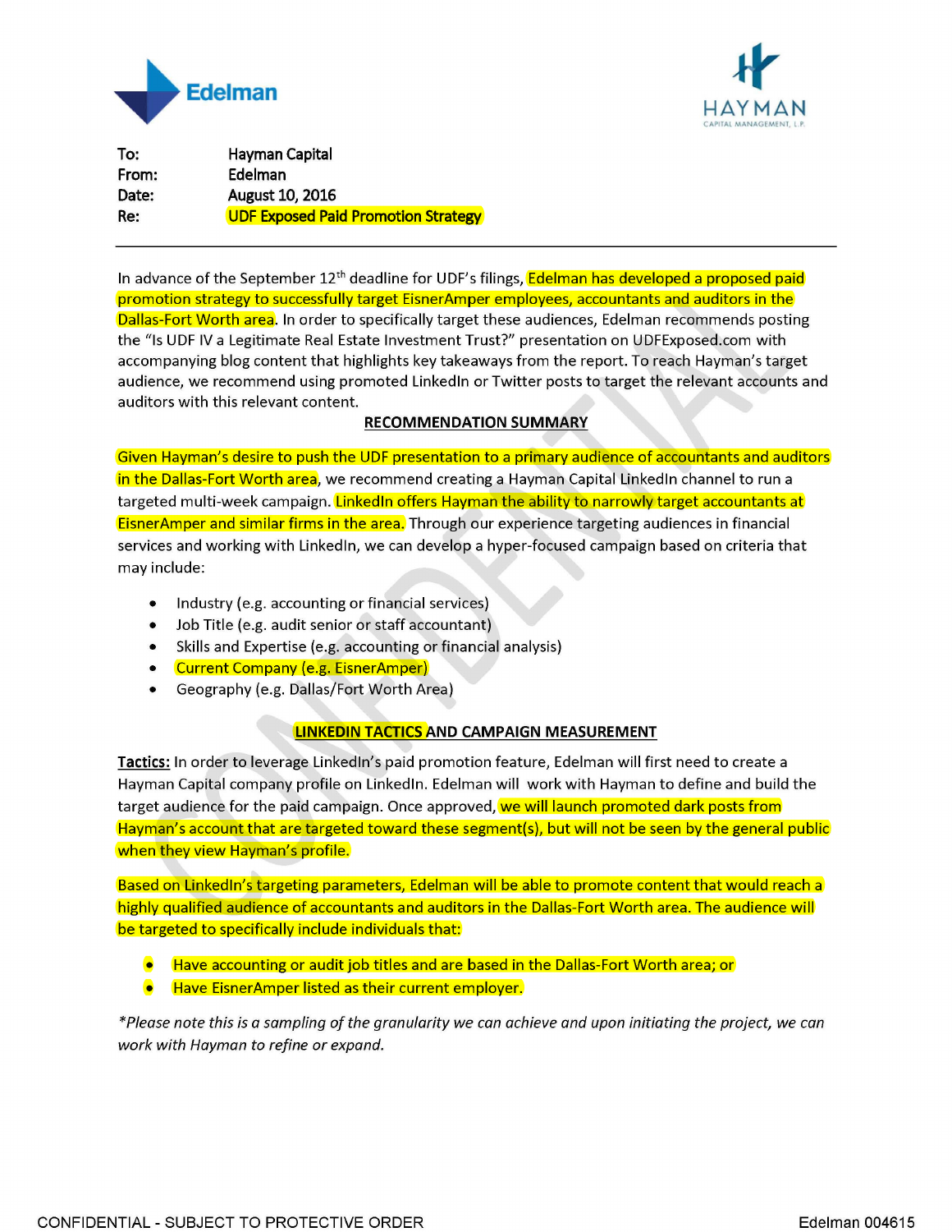Edelman

HAYMAN
CAPITAL MANAGEMENT, L.P.

To: Hayman Capital
From: Edelman
Date: August 10, 2016
Re: UDF Exposed Paid Promotion Strategy

---

In advance of the September 12th deadline for UDF's filings, Edelman has developed a proposed paid promotion strategy to successfully target EisnerAmper employees, accountants and auditors in the Dallas-Fort Worth area. In order to specifically target these audiences, Edelman recommends posting the "Is UDF IV a Legitimate Real Estate Investment Trust?" presentation on UDFExposed.com with accompanying blog content that highlights key takeaways from the report. To reach Hayman's target audience, we recommend using promoted LinkedIn or Twitter posts to target the relevant accounts and auditors with this relevant content.

**RECOMMENDATION SUMMARY**

Given Hayman's desire to push the UDF presentation to a primary audience of accountants and auditors in the Dallas-Fort Worth area, we recommend creating a Hayman Capital LinkedIn channel to run a targeted multi-week campaign. LinkedIn offers Hayman the ability to narrowly target accountants at EisnerAmper and similar firms in the area. Through our experience targeting audiences in financial services and working with LinkedIn, we can develop a hyper-focused campaign based on criteria that may include:

- Industry (e.g. accounting or financial services)
- Job Title (e.g. audit senior or staff accountant)
- Skills and Expertise (e.g. accounting or financial analysis)
- Current Company (e.g. EisnerAmper)
- Geography (e.g. Dallas/Fort Worth Area)

**LINKEDIN TACTICS AND CAMPAIGN MEASUREMENT**

**Tactics:** In order to leverage LinkedIn's paid promotion feature, Edelman will first need to create a Hayman Capital company profile on LinkedIn. Edelman will work with Hayman to define and build the target audience for the paid campaign. Once approved, we will launch promoted dark posts from Hayman's account that are targeted toward these segment(s), but will not be seen by the general public when they view Hayman's profile.

Based on LinkedIn's targeting parameters, Edelman will be able to promote content that would reach a highly qualified audience of accountants and auditors in the Dallas-Fort Worth area. The audience will be targeted to specifically include individuals that:

- Have accounting or audit job titles and are based in the Dallas-Fort Worth area; or
- Have EisnerAmper listed as their current employer.

*\*Please note this is a sampling of the granularity we can achieve and upon initiating the project, we can work with Hayman to refine or expand.*

CONFIDENTIAL - SUBJECT TO PROTECTIVE ORDER

Edelman 004615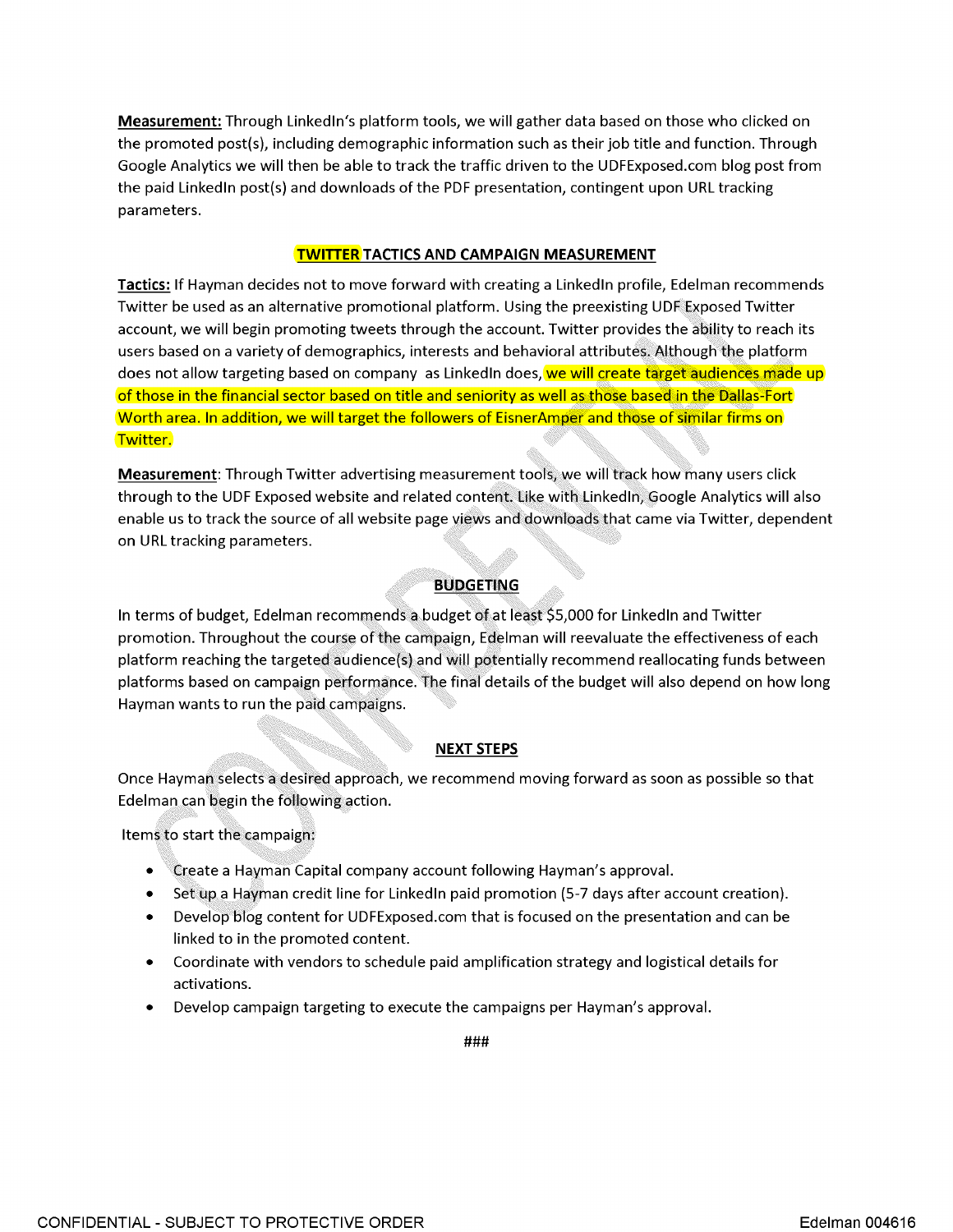**Measurement:** Through LinkedIn's platform tools, we will gather data based on those who clicked on the promoted post(s), including demographic information such as their job title and function. Through Google Analytics we will then be able to track the traffic driven to the UDFExposed.com blog post from the paid LinkedIn post(s) and downloads of the PDF presentation, contingent upon URL tracking parameters.

## TWITTER TACTICS AND CAMPAIGN MEASUREMENT

**Tactics:** If Hayman decides not to move forward with creating a LinkedIn profile, Edelman recommends Twitter be used as an alternative promotional platform. Using the preexisting UDF Exposed Twitter account, we will begin promoting tweets through the account. Twitter provides the ability to reach its users based on a variety of demographics, interests and behavioral attributes. Although the platform does not allow targeting based on company as LinkedIn does, we will create target audiences made up of those in the financial sector based on title and seniority as well as those based in the Dallas-Fort Worth area. In addition, we will target the followers of EisnerAmper and those of similar firms on Twitter.

**Measurement**: Through Twitter advertising measurement tools, we will track how many users click through to the UDF Exposed website and related content. Like with LinkedIn, Google Analytics will also enable us to track the source of all website page views and downloads that came via Twitter, dependent on URL tracking parameters.

## BUDGETING

In terms of budget, Edelman recommends a budget of at least $5,000 for LinkedIn and Twitter promotion. Throughout the course of the campaign, Edelman will reevaluate the effectiveness of each platform reaching the targeted audience(s) and will potentially recommend reallocating funds between platforms based on campaign performance. The final details of the budget will also depend on how long Hayman wants to run the paid campaigns.

## NEXT STEPS

Once Hayman selects a desired approach, we recommend moving forward as soon as possible so that Edelman can begin the following action.

Items to start the campaign:

- Create a Hayman Capital company account following Hayman's approval.
- Set up a Hayman credit line for LinkedIn paid promotion (5-7 days after account creation).
- Develop blog content for UDFExposed.com that is focused on the presentation and can be linked to in the promoted content.
- Coordinate with vendors to schedule paid amplification strategy and logistical details for activations.
- Develop campaign targeting to execute the campaigns per Hayman's approval.

###